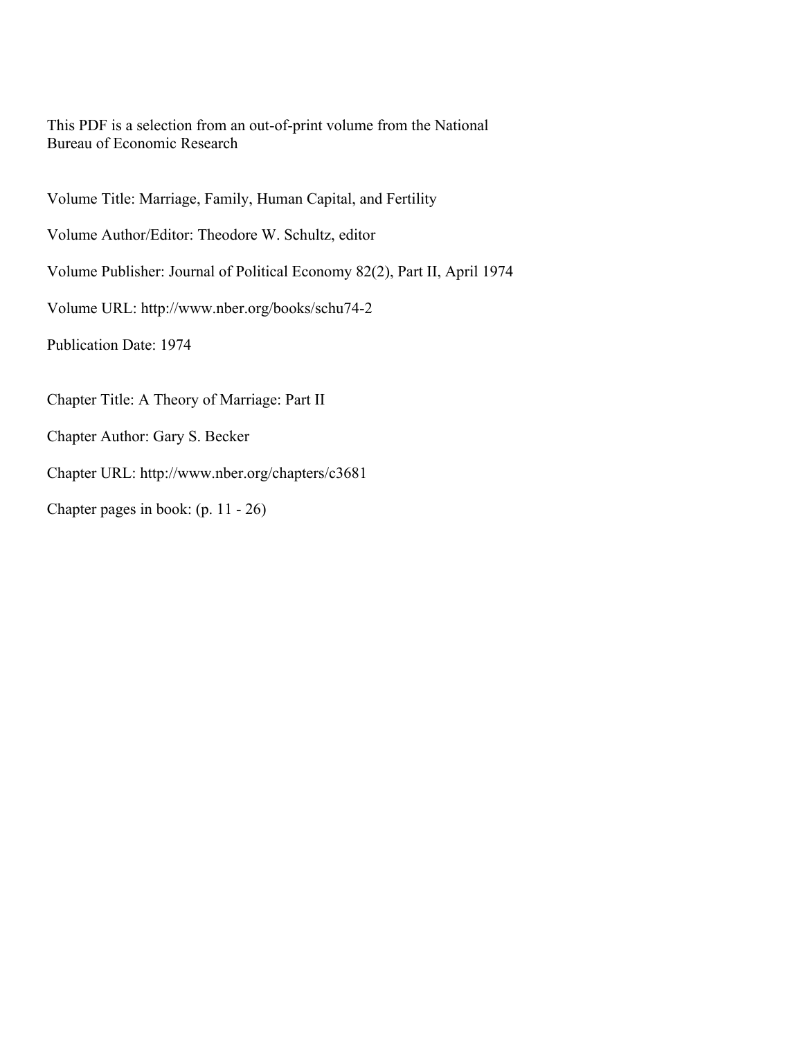This PDF is a selection from an out-of-print volume from the National Bureau of Economic Research

Volume Title: Marriage, Family, Human Capital, and Fertility

Volume Author/Editor: Theodore W. Schultz, editor

Volume Publisher: Journal of Political Economy 82(2), Part II, April 1974

Volume URL: http://www.nber.org/books/schu74-2

Publication Date: 1974

Chapter Title: A Theory of Marriage: Part II

Chapter Author: Gary S. Becker

Chapter URL: http://www.nber.org/chapters/c3681

Chapter pages in book: (p. 11 - 26)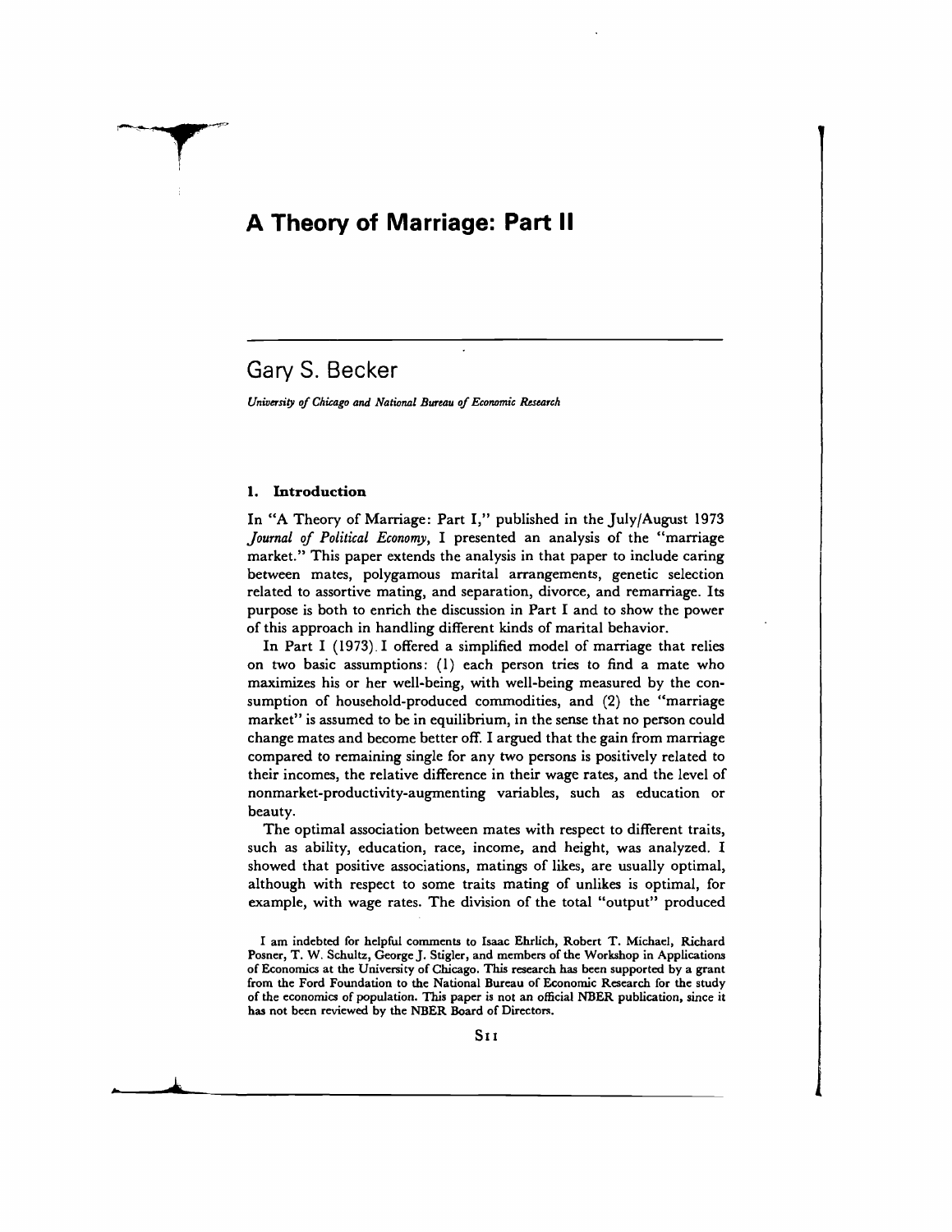// A Theory of Marriage: Part II

## Gary S. Becker

*University of Chicago and National Bureau of Economic Research*

### 1. Introduction

In "A Theory of Marriage: Part I," published in the July/August 1973 *Journal of Political Economy*, I presented an analysis of the "marriage market." This paper extends the analysis in that paper to include caring between mates, polygamous marital arrangements, genetic selection related to assortive mating, and separation, divorce, and remarriage. Its purpose is both to enrich the discussion in Part I and to show the power of this approach in handling different kinds of marital behavior.

In Part I (1973) I offered a simplified model of marriage that relies on two basic assumptions: (1) each person tries to find a mate who maximizes his or her well-being, with well-being measured by the consumption of household-produced commodities, and (2) the "marriage market" is assumed to be in equilibrium, in the sense that no person could change mates and become better off. I argued that the gain from marriage compared to remaining single for any two persons is positively related to their incomes, the relative difference in their wage rates, and the level of nonmarket-productivity-augmenting variables, such as education or beauty.

The optimal association between mates with respect to different traits, such as ability, education, race, income, and height, was analyzed. I showed that positive associations, matings of likes, are usually optimal, although with respect to some traits mating of unlikes is optimal, for example, with wage rates. The division of the total "output" produced

I am indebted for helpful comments to Isaac Ehrlich, Robert T. Michael, Richard Posner, T. W. Schultz, George J. Stigler, and members of the Workshop in Applications of Economics at the University of Chicago. This research has been supported by a grant from the Ford Foundation to the National Bureau of Economic Research for the study of the economics of population. This paper is not an official NBER publication, since it has not been reviewed by the NBER Board of Directors.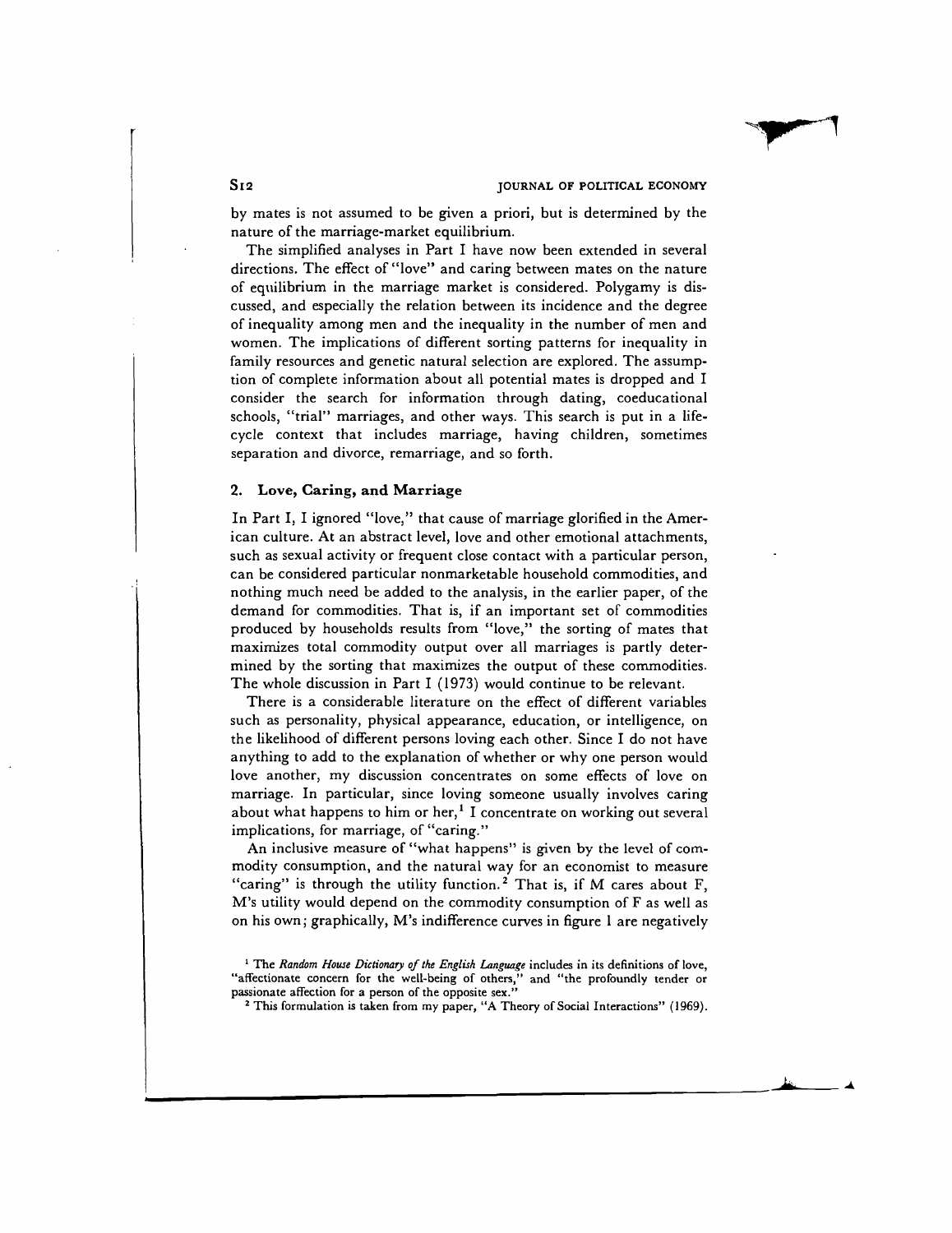by mates is not assumed to be given a priori, but is determined by the nature of the marriage-market equilibrium.

The simplified analyses in Part I have now been extended in several directions. The effect of "love" and caring between mates on the nature of equilibrium in the marriage market is considered. Polygamy is discussed, and especially the relation between its incidence and the degree of inequality among men and the inequality in the number of men and women. The implications of different sorting patterns for inequality in family resources and genetic natural selection are explored. The assumption of complete information about all potential mates is dropped and I consider the search for information through dating, coeducational schools, "trial" marriages, and other ways. This search is put in a life-cycle context that includes marriage, having children, sometimes separation and divorce, remarriage, and so forth.

## 2. Love, Caring, and Marriage

In Part I, I ignored "love," that cause of marriage glorified in the American culture. At an abstract level, love and other emotional attachments, such as sexual activity or frequent close contact with a particular person, can be considered particular nonmarketable household commodities, and nothing much need be added to the analysis, in the earlier paper, of the demand for commodities. That is, if an important set of commodities produced by households results from "love," the sorting of mates that maximizes total commodity output over all marriages is partly determined by the sorting that maximizes the output of these commodities. The whole discussion in Part I (1973) would continue to be relevant.

There is a considerable literature on the effect of different variables such as personality, physical appearance, education, or intelligence, on the likelihood of different persons loving each other. Since I do not have anything to add to the explanation of whether or why one person would love another, my discussion concentrates on some effects of love on marriage. In particular, since loving someone usually involves caring about what happens to him or her,[1] I concentrate on working out several implications, for marriage, of "caring."

An inclusive measure of "what happens" is given by the level of commodity consumption, and the natural way for an economist to measure "caring" is through the utility function.[2] That is, if M cares about F, M's utility would depend on the commodity consumption of F as well as on his own; graphically, M's indifference curves in figure 1 are negatively

[1] The *Random House Dictionary of the English Language* includes in its definitions of love, "affectionate concern for the well-being of others," and "the profoundly tender or passionate affection for a person of the opposite sex."

[2] This formulation is taken from my paper, "A Theory of Social Interactions" (1969).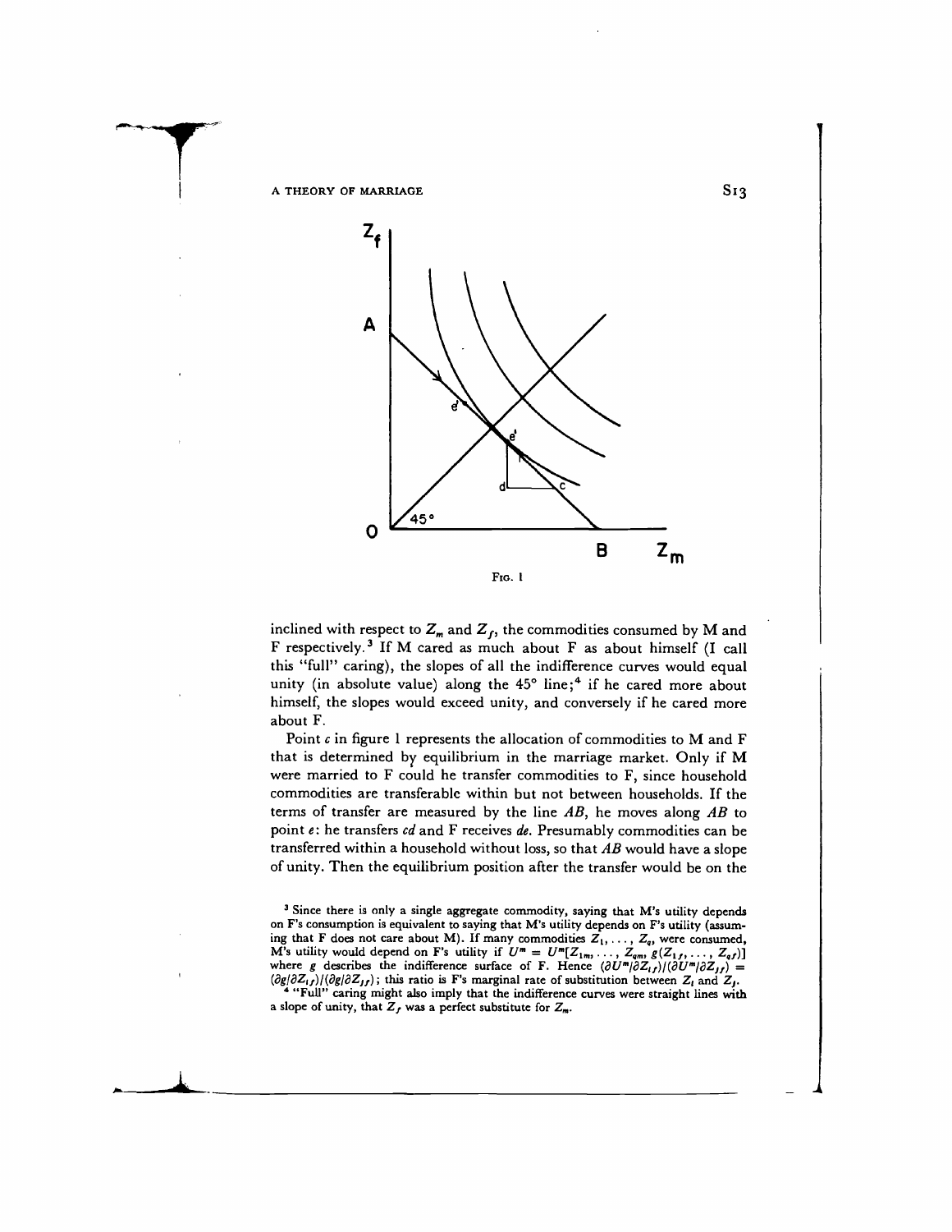FIG. 1

inclined with respect to $Z_m$ and $Z_f$, the commodities consumed by M and F respectively.[3] If M cared as much about F as about himself (I call this "full" caring), the slopes of all the indifference curves would equal unity (in absolute value) along the 45° line;[4] if he cared more about himself, the slopes would exceed unity, and conversely if he cared more about F.

Point *c* in figure 1 represents the allocation of commodities to M and F that is determined by equilibrium in the marriage market. Only if M were married to F could he transfer commodities to F, since household commodities are transferable within but not between households. If the terms of transfer are measured by the line *AB*, he moves along *AB* to point *e*: he transfers *cd* and F receives *de*. Presumably commodities can be transferred within a household without loss, so that *AB* would have a slope of unity. Then the equilibrium position after the transfer would be on the

[3] Since there is only a single aggregate commodity, saying that M's utility depends on F's consumption is equivalent to saying that M's utility depends on F's utility (assuming that F does not care about M). If many commodities $Z_1, \ldots, Z_q$, were consumed, M's utility would depend on F's utility if $U^m = U^m[Z_{1m}, \ldots, Z_{qm}, g(Z_{1f}, \ldots, Z_{qf})]$ where $g$ describes the indifference surface of F. Hence $(\partial U^m/\partial Z_{if})/(\partial U^m/\partial Z_{jf}) = (\partial g/\partial Z_{if})/(\partial g/\partial Z_{jf})$; this ratio is F's marginal rate of substitution between $Z_i$ and $Z_j$.

[4] "Full" caring might also imply that the indifference curves were straight lines with a slope of unity, that $Z_f$ was a perfect substitute for $Z_m$.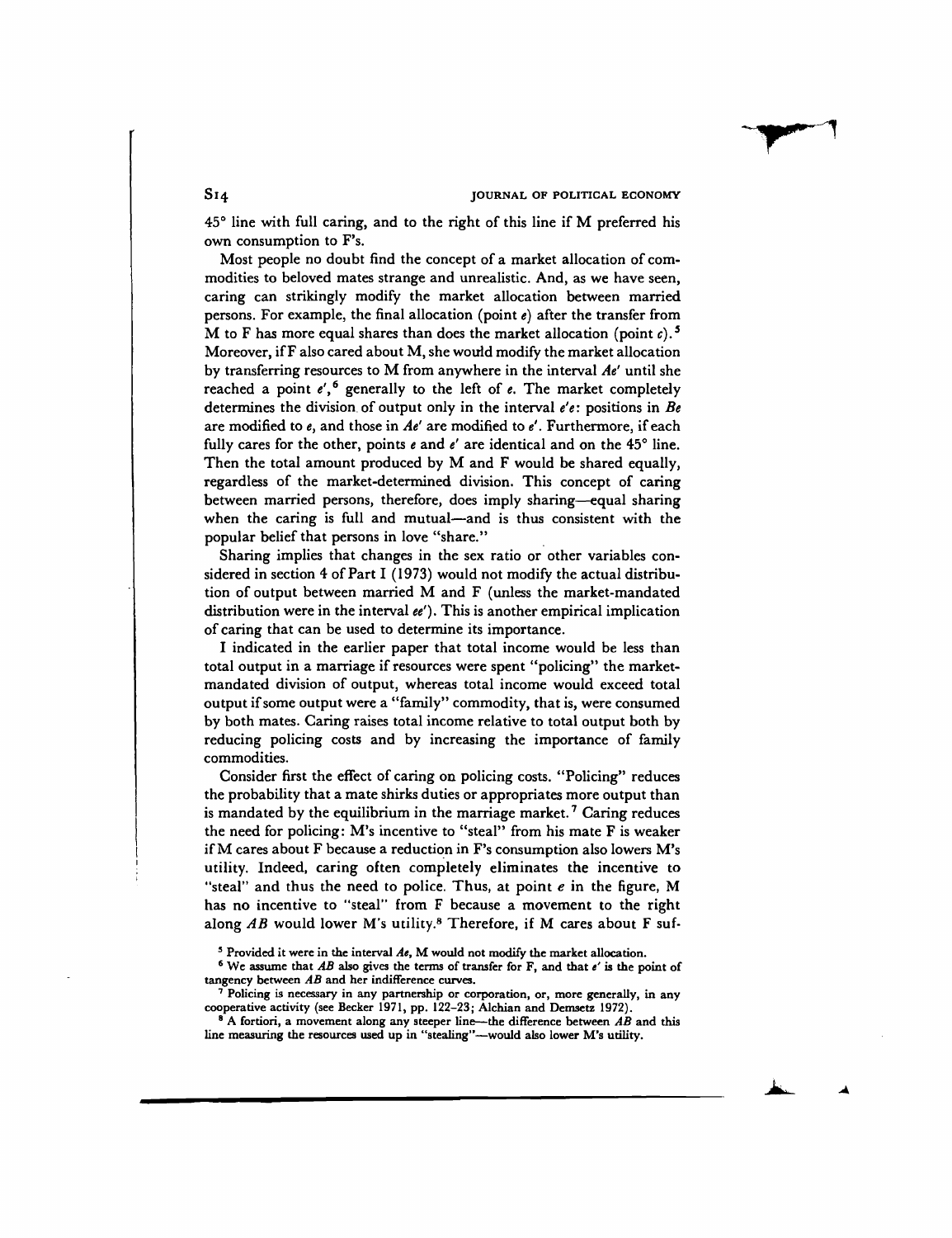45° line with full caring, and to the right of this line if M preferred his own consumption to F's.

Most people no doubt find the concept of a market allocation of commodities to beloved mates strange and unrealistic. And, as we have seen, caring can strikingly modify the market allocation between married persons. For example, the final allocation (point $e$) after the transfer from M to F has more equal shares than does the market allocation (point $c$).[5] Moreover, if F also cared about M, she would modify the market allocation by transferring resources to M from anywhere in the interval $Ae'$ until she reached a point $e'$,[6] generally to the left of $e$. The market completely determines the division of output only in the interval $e'e$: positions in $Be$ are modified to $e$, and those in $Ae'$ are modified to $e'$. Furthermore, if each fully cares for the other, points $e$ and $e'$ are identical and on the 45° line. Then the total amount produced by M and F would be shared equally, regardless of the market-determined division. This concept of caring between married persons, therefore, does imply sharing—equal sharing when the caring is full and mutual—and is thus consistent with the popular belief that persons in love "share."

Sharing implies that changes in the sex ratio or other variables considered in section 4 of Part I (1973) would not modify the actual distribution of output between married M and F (unless the market-mandated distribution were in the interval $ee'$). This is another empirical implication of caring that can be used to determine its importance.

I indicated in the earlier paper that total income would be less than total output in a marriage if resources were spent "policing" the market-mandated division of output, whereas total income would exceed total output if some output were a "family" commodity, that is, were consumed by both mates. Caring raises total income relative to total output both by reducing policing costs and by increasing the importance of family commodities.

Consider first the effect of caring on policing costs. "Policing" reduces the probability that a mate shirks duties or appropriates more output than is mandated by the equilibrium in the marriage market.[7] Caring reduces the need for policing: M's incentive to "steal" from his mate F is weaker if M cares about F because a reduction in F's consumption also lowers M's utility. Indeed, caring often completely eliminates the incentive to "steal" and thus the need to police. Thus, at point $e$ in the figure, M has no incentive to "steal" from F because a movement to the right along $AB$ would lower M's utility.[8] Therefore, if M cares about F suf-

[5] Provided it were in the interval $Ae$, M would not modify the market allocation.

[6] We assume that $AB$ also gives the terms of transfer for F, and that $e'$ is the point of tangency between $AB$ and her indifference curves.

[7] Policing is necessary in any partnership or corporation, or, more generally, in any cooperative activity (see Becker 1971, pp. 122–23; Alchian and Demsetz 1972).

[8] A fortiori, a movement along any steeper line—the difference between $AB$ and this line measuring the resources used up in "stealing"—would also lower M's utility.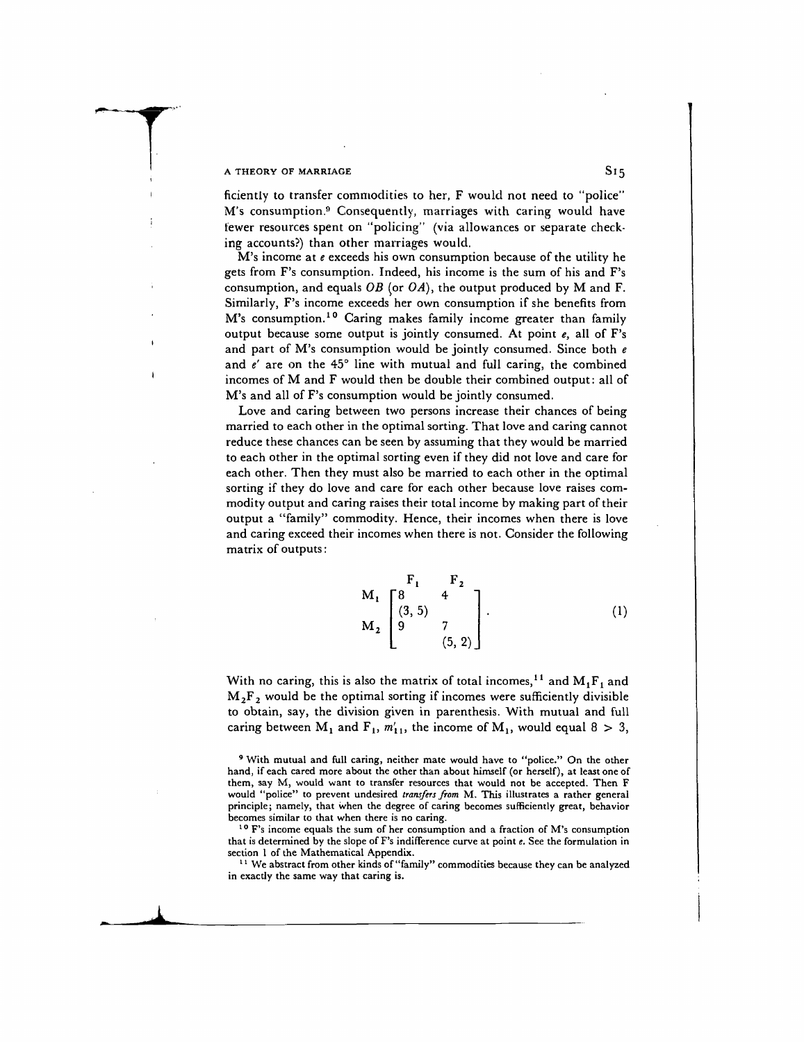ficiently to transfer commodities to her, F would not need to "police" M's consumption.[9] Consequently, marriages with caring would have fewer resources spent on "policing" (via allowances or separate checking accounts?) than other marriages would.

M's income at $e$ exceeds his own consumption because of the utility he gets from F's consumption. Indeed, his income is the sum of his and F's consumption, and equals $OB$ (or $OA$), the output produced by M and F. Similarly, F's income exceeds her own consumption if she benefits from M's consumption.[10] Caring makes family income greater than family output because some output is jointly consumed. At point $e$, all of F's and part of M's consumption would be jointly consumed. Since both $e$ and $e'$ are on the 45° line with mutual and full caring, the combined incomes of M and F would then be double their combined output: all of M's and all of F's consumption would be jointly consumed.

Love and caring between two persons increase their chances of being married to each other in the optimal sorting. That love and caring cannot reduce these chances can be seen by assuming that they would be married to each other in the optimal sorting even if they did not love and care for each other. Then they must also be married to each other in the optimal sorting if they do love and care for each other because love raises commodity output and caring raises their total income by making part of their output a "family" commodity. Hence, their incomes when there is love and caring exceed their incomes when there is not. Consider the following matrix of outputs:

$$\begin{array}{c} \\ M_1 \\ \\ M_2 \\ \\ \end{array} \begin{array}{cc} F_1 & F_2 \end{array} \atop \begin{bmatrix} 8 & 4 \\ (3, 5) & \\ 9 & 7 \\ & (5, 2) \end{bmatrix}. \tag{1}$$

With no caring, this is also the matrix of total incomes,[11] and $M_1F_1$ and $M_2F_2$ would be the optimal sorting if incomes were sufficiently divisible to obtain, say, the division given in parenthesis. With mutual and full caring between $M_1$ and $F_1$, $m'_{11}$, the income of $M_1$, would equal $8 > 3$,

[9] With mutual and full caring, neither mate would have to "police." On the other hand, if each cared more about the other than about himself (or herself), at least one of them, say M, would want to transfer resources that would not be accepted. Then F would "police" to prevent undesired *transfers from* M. This illustrates a rather general principle; namely, that when the degree of caring becomes sufficiently great, behavior becomes similar to that when there is no caring.

[10] F's income equals the sum of her consumption and a fraction of M's consumption that is determined by the slope of F's indifference curve at point $e$. See the formulation in section 1 of the Mathematical Appendix.

[11] We abstract from other kinds of "family" commodities because they can be analyzed in exactly the same way that caring is.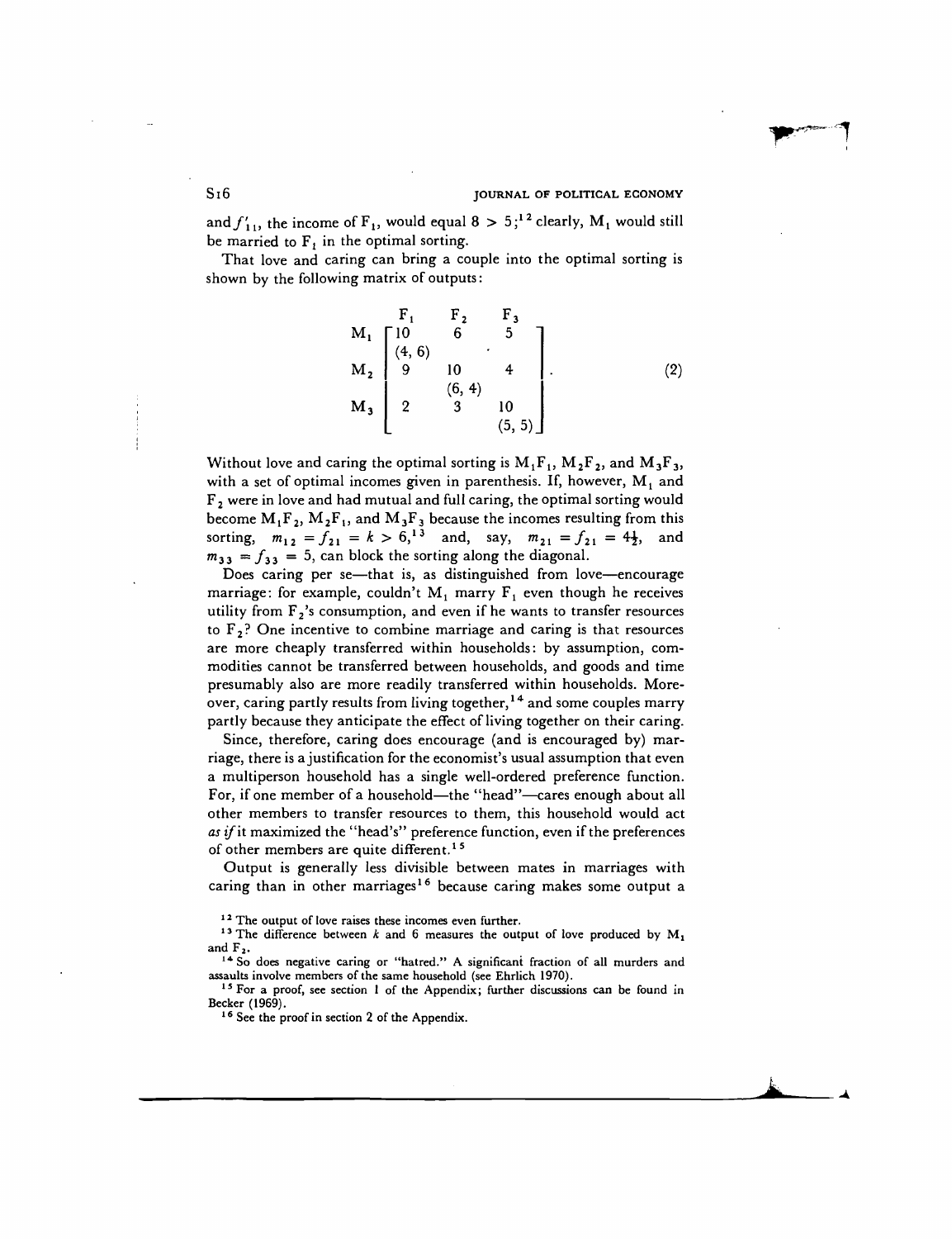and $f'_{11}$, the income of $F_1$, would equal $8 > 5$;[12] clearly, $M_1$ would still be married to $F_1$ in the optimal sorting.

That love and caring can bring a couple into the optimal sorting is shown by the following matrix of outputs:

$$
\begin{array}{c} \\ M_1 \\ \\ M_2 \\ \\ M_3 \\ \\ \end{array}
\begin{array}{c}
\begin{array}{ccc} F_1 & F_2 & F_3 \end{array} \\
\begin{bmatrix}
10 & 6 & 5 \\
(4, 6) & & \\
9 & 10 & 4 \\
 & (6, 4) & \\
2 & 3 & 10 \\
 & & (5, 5)
\end{bmatrix}
\end{array}. \tag{2}
$$

Without love and caring the optimal sorting is $M_1F_1$, $M_2F_2$, and $M_3F_3$, with a set of optimal incomes given in parenthesis. If, however, $M_1$ and $F_2$ were in love and had mutual and full caring, the optimal sorting would become $M_1F_2$, $M_2F_1$, and $M_3F_3$ because the incomes resulting from this sorting, $m_{12} = f_{21} = k > 6$,[13] and, say, $m_{21} = f_{21} = 4\frac{1}{2}$, and $m_{33} = f_{33} = 5$, can block the sorting along the diagonal.

Does caring per se—that is, as distinguished from love—encourage marriage: for example, couldn't $M_1$ marry $F_1$ even though he receives utility from $F_2$'s consumption, and even if he wants to transfer resources to $F_2$? One incentive to combine marriage and caring is that resources are more cheaply transferred within households: by assumption, commodities cannot be transferred between households, and goods and time presumably also are more readily transferred within households. Moreover, caring partly results from living together,[14] and some couples marry partly because they anticipate the effect of living together on their caring.

Since, therefore, caring does encourage (and is encouraged by) marriage, there is a justification for the economist's usual assumption that even a multiperson household has a single well-ordered preference function. For, if one member of a household—the "head"—cares enough about all other members to transfer resources to them, this household would act *as if* it maximized the "head's" preference function, even if the preferences of other members are quite different.[15]

Output is generally less divisible between mates in marriages with caring than in other marriages[16] because caring makes some output a

---

[12] The output of love raises these incomes even further.

[13] The difference between $k$ and 6 measures the output of love produced by $M_1$ and $F_2$.

[14] So does negative caring or "hatred." A significant fraction of all murders and assaults involve members of the same household (see Ehrlich 1970).

[15] For a proof, see section 1 of the Appendix; further discussions can be found in Becker (1969).

[16] See the proof in section 2 of the Appendix.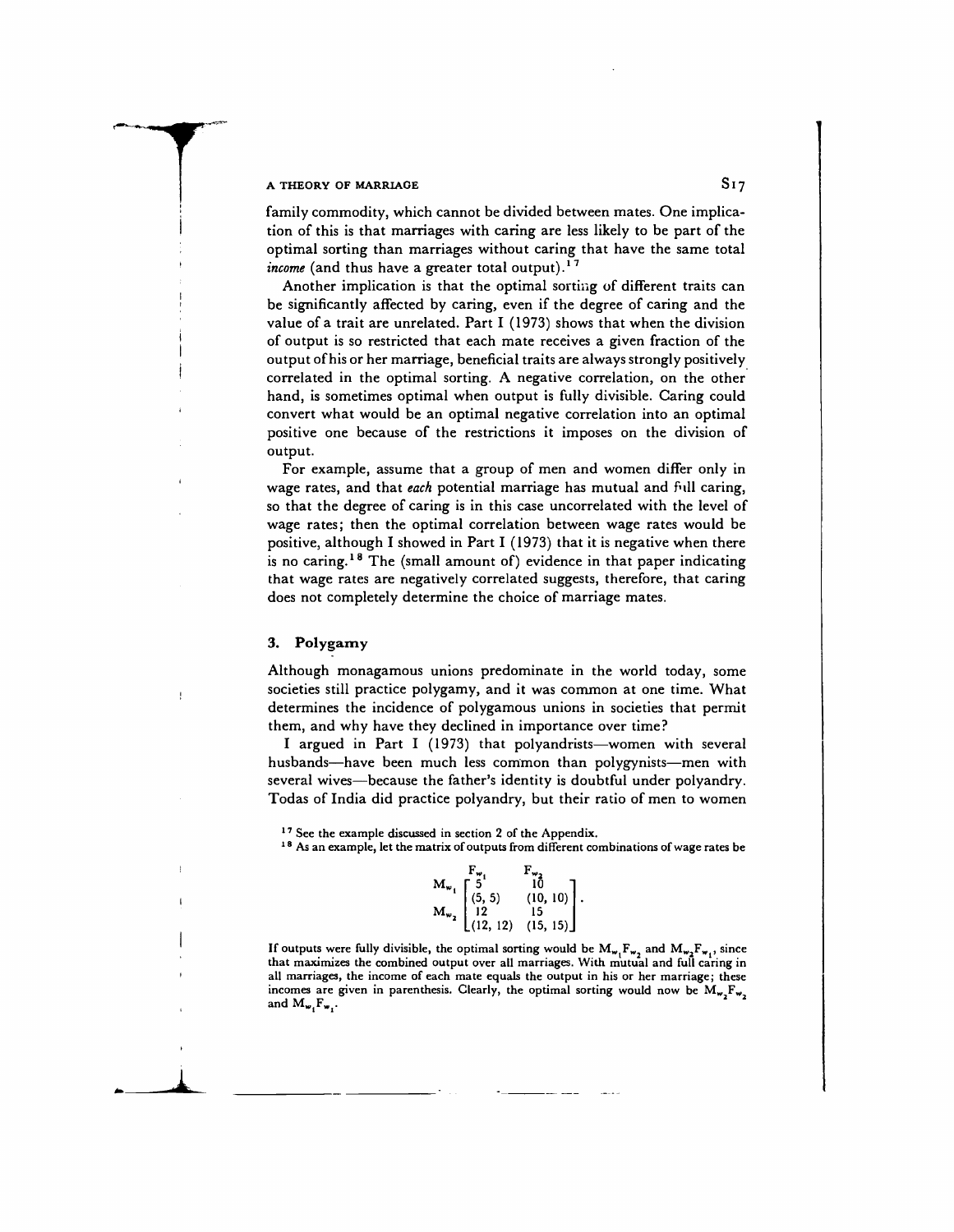family commodity, which cannot be divided between mates. One implication of this is that marriages with caring are less likely to be part of the optimal sorting than marriages without caring that have the same total *income* (and thus have a greater total output).[17]

Another implication is that the optimal sorting of different traits can be significantly affected by caring, even if the degree of caring and the value of a trait are unrelated. Part I (1973) shows that when the division of output is so restricted that each mate receives a given fraction of the output of his or her marriage, beneficial traits are always strongly positively correlated in the optimal sorting. A negative correlation, on the other hand, is sometimes optimal when output is fully divisible. Caring could convert what would be an optimal negative correlation into an optimal positive one because of the restrictions it imposes on the division of output.

For example, assume that a group of men and women differ only in wage rates, and that *each* potential marriage has mutual and full caring, so that the degree of caring is in this case uncorrelated with the level of wage rates; then the optimal correlation between wage rates would be positive, although I showed in Part I (1973) that it is negative when there is no caring.[18] The (small amount of) evidence in that paper indicating that wage rates are negatively correlated suggests, therefore, that caring does not completely determine the choice of marriage mates.

## 3. Polygamy

Although monagamous unions predominate in the world today, some societies still practice polygamy, and it was common at one time. What determines the incidence of polygamous unions in societies that permit them, and why have they declined in importance over time?

I argued in Part I (1973) that polyandrists—women with several husbands—have been much less common than polygynists—men with several wives—because the father's identity is doubtful under polyandry. Todas of India did practice polyandry, but their ratio of men to women

[17] See the example discussed in section 2 of the Appendix.

[18] As an example, let the matrix of outputs from different combinations of wage rates be

$$\begin{array}{c} \\ M_{w_1} \\ \\ M_{w_2} \\ \\ \end{array} \begin{array}{c} \begin{array}{cc} F_{w_1} & \quad F_{w_2} \end{array} \\ \begin{bmatrix} 5 & 10 \\ (5,\ 5) & (10,\ 10) \\ 12 & 15 \\ (12,\ 12) & (15,\ 15) \end{bmatrix} \end{array}.$$

If outputs were fully divisible, the optimal sorting would be $M_{w_1}F_{w_2}$ and $M_{w_2}F_{w_1}$, since that maximizes the combined output over all marriages. With mutual and full caring in all marriages, the income of each mate equals the output in his or her marriage; these incomes are given in parenthesis. Clearly, the optimal sorting would now be $M_{w_2}F_{w_2}$ and $M_{w_1}F_{w_1}$.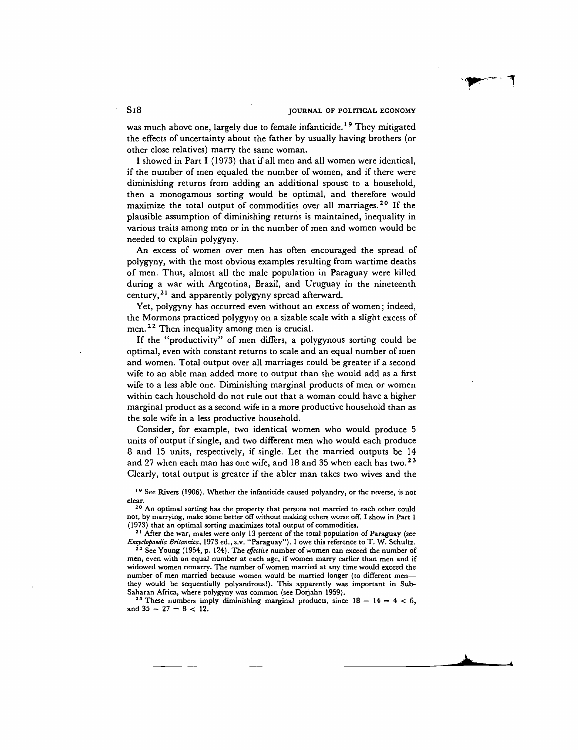was much above one, largely due to female infanticide.[19] They mitigated the effects of uncertainty about the father by usually having brothers (or other close relatives) marry the same woman.

I showed in Part I (1973) that if all men and all women were identical, if the number of men equaled the number of women, and if there were diminishing returns from adding an additional spouse to a household, then a monogamous sorting would be optimal, and therefore would maximize the total output of commodities over all marriages.[20] If the plausible assumption of diminishing returns is maintained, inequality in various traits among men or in the number of men and women would be needed to explain polygyny.

An excess of women over men has often encouraged the spread of polygyny, with the most obvious examples resulting from wartime deaths of men. Thus, almost all the male population in Paraguay were killed during a war with Argentina, Brazil, and Uruguay in the nineteenth century,[21] and apparently polygyny spread afterward.

Yet, polygyny has occurred even without an excess of women; indeed, the Mormons practiced polygyny on a sizable scale with a slight excess of men.[22] Then inequality among men is crucial.

If the "productivity" of men differs, a polygynous sorting could be optimal, even with constant returns to scale and an equal number of men and women. Total output over all marriages could be greater if a second wife to an able man added more to output than she would add as a first wife to a less able one. Diminishing marginal products of men or women within each household do not rule out that a woman could have a higher marginal product as a second wife in a more productive household than as the sole wife in a less productive household.

Consider, for example, two identical women who would produce 5 units of output if single, and two different men who would each produce 8 and 15 units, respectively, if single. Let the married outputs be 14 and 27 when each man has one wife, and 18 and 35 when each has two.[23] Clearly, total output is greater if the abler man takes two wives and the

[19] See Rivers (1906). Whether the infanticide caused polyandry, or the reverse, is not clear.

[20] An optimal sorting has the property that persons not married to each other could not, by marrying, make some better off without making others worse off. I show in Part I (1973) that an optimal sorting maximizes total output of commodities.

[21] After the war, males were only 13 percent of the total population of Paraguay (see *Encyclopaedia Britannica*, 1973 ed., s.v. "Paraguay"). I owe this reference to T. W. Schultz.

[22] See Young (1954, p. 124). The *effective* number of women can exceed the number of men, even with an equal number at each age, if women marry earlier than men and if widowed women remarry. The number of women married at any time would exceed the number of men married because women would be married longer (to different men—they would be sequentially polyandrous!). This apparently was important in Sub-Saharan Africa, where polygyny was common (see Dorjahn 1959).

[23] These numbers imply diminishing marginal products, since $18 - 14 = 4 < 6$, and $35 - 27 = 8 < 12$.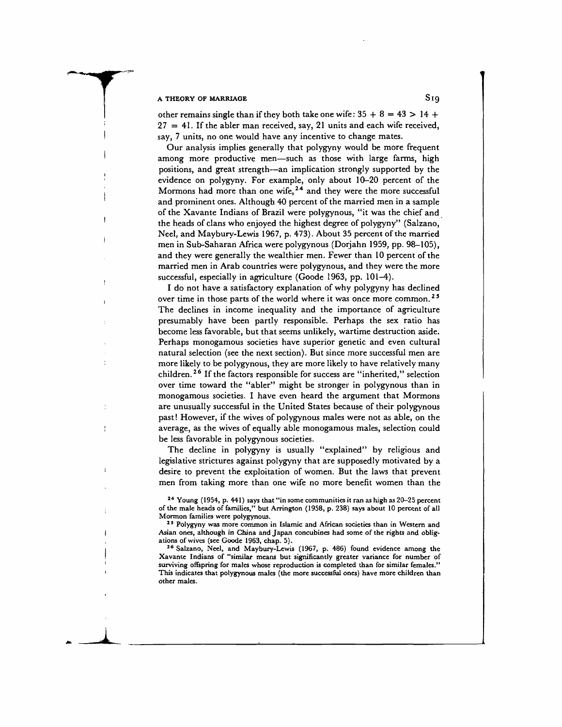other remains single than if they both take one wife: $35 + 8 = 43 > 14 + 27 = 41$. If the abler man received, say, 21 units and each wife received, say, 7 units, no one would have any incentive to change mates.

Our analysis implies generally that polygyny would be more frequent among more productive men—such as those with large farms, high positions, and great strength—an implication strongly supported by the evidence on polygyny. For example, only about 10–20 percent of the Mormons had more than one wife,[24] and they were the more successful and prominent ones. Although 40 percent of the married men in a sample of the Xavante Indians of Brazil were polygynous, "it was the chief and the heads of clans who enjoyed the highest degree of polygyny" (Salzano, Neel, and Maybury-Lewis 1967, p. 473). About 35 percent of the married men in Sub-Saharan Africa were polygynous (Dorjahn 1959, pp. 98–105), and they were generally the wealthier men. Fewer than 10 percent of the married men in Arab countries were polygynous, and they were the more successful, especially in agriculture (Goode 1963, pp. 101–4).

I do not have a satisfactory explanation of why polygyny has declined over time in those parts of the world where it was once more common.[25] The declines in income inequality and the importance of agriculture presumably have been partly responsible. Perhaps the sex ratio has become less favorable, but that seems unlikely, wartime destruction aside. Perhaps monogamous societies have superior genetic and even cultural natural selection (see the next section). But since more successful men are more likely to be polygynous, they are more likely to have relatively many children.[26] If the factors responsible for success are "inherited," selection over time toward the "abler" might be stronger in polygynous than in monogamous societies. I have even heard the argument that Mormons are unusually successful in the United States because of their polygynous past! However, if the wives of polygynous males were not as able, on the average, as the wives of equally able monogamous males, selection could be less favorable in polygynous societies.

The decline in polygyny is usually "explained" by religious and legislative strictures against polygyny that are supposedly motivated by a desire to prevent the exploitation of women. But the laws that prevent men from taking more than one wife no more benefit women than the

[24] Young (1954, p. 441) says that "in some communities it ran as high as 20–25 percent of the male heads of families," but Arrington (1958, p. 238) says about 10 percent of all Mormon families were polygynous.

[25] Polygyny was more common in Islamic and African societies than in Western and Asian ones, although in China and Japan concubines had some of the rights and obligations of wives (see Goode 1963, chap. 5).

[26] Salzano, Neel, and Maybury-Lewis (1967, p. 486) found evidence among the Xavante Indians of "similar means but significantly greater variance for number of surviving offspring for males whose reproduction is completed than for similar females." This indicates that polygynous males (the more successful ones) have more children than other males.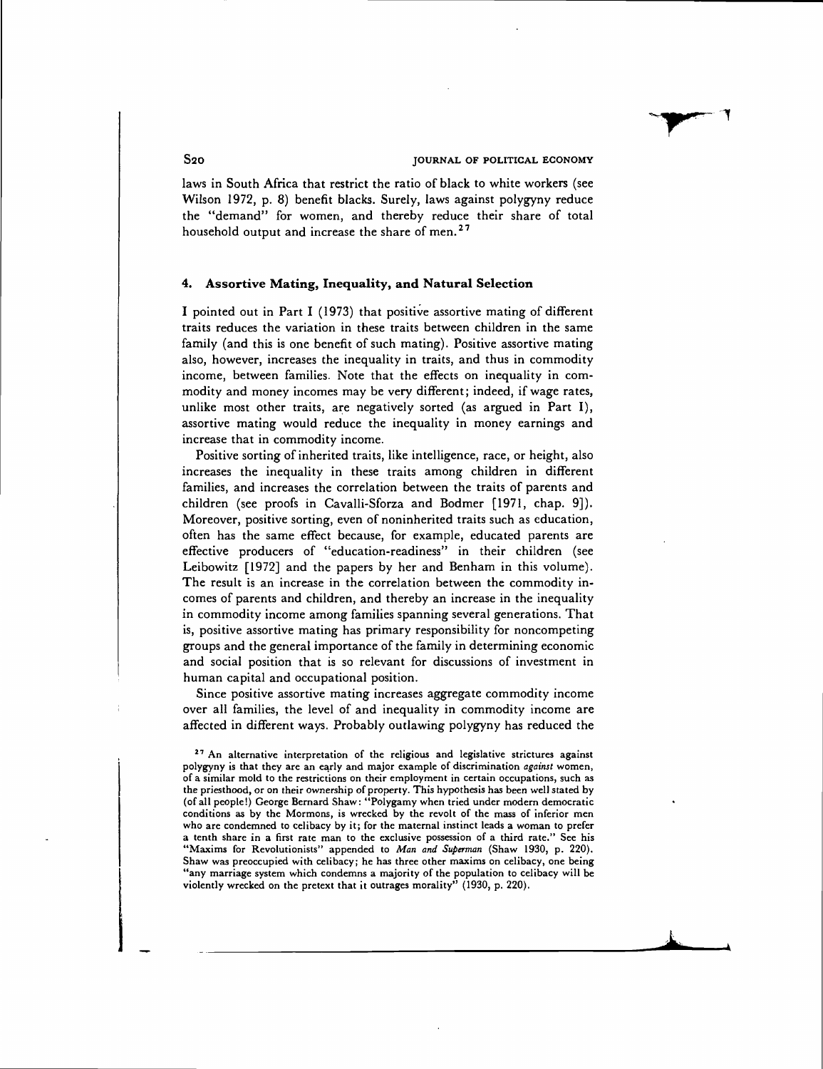laws in South Africa that restrict the ratio of black to white workers (see Wilson 1972, p. 8) benefit blacks. Surely, laws against polygyny reduce the "demand" for women, and thereby reduce their share of total household output and increase the share of men.[27]

## 4. Assortive Mating, Inequality, and Natural Selection

I pointed out in Part I (1973) that positive assortive mating of different traits reduces the variation in these traits between children in the same family (and this is one benefit of such mating). Positive assortive mating also, however, increases the inequality in traits, and thus in commodity income, between families. Note that the effects on inequality in commodity and money incomes may be very different; indeed, if wage rates, unlike most other traits, are negatively sorted (as argued in Part I), assortive mating would reduce the inequality in money earnings and increase that in commodity income.

Positive sorting of inherited traits, like intelligence, race, or height, also increases the inequality in these traits among children in different families, and increases the correlation between the traits of parents and children (see proofs in Cavalli-Sforza and Bodmer [1971, chap. 9]). Moreover, positive sorting, even of noninherited traits such as education, often has the same effect because, for example, educated parents are effective producers of "education-readiness" in their children (see Leibowitz [1972] and the papers by her and Benham in this volume). The result is an increase in the correlation between the commodity incomes of parents and children, and thereby an increase in the inequality in commodity income among families spanning several generations. That is, positive assortive mating has primary responsibility for noncompeting groups and the general importance of the family in determining economic and social position that is so relevant for discussions of investment in human capital and occupational position.

Since positive assortive mating increases aggregate commodity income over all families, the level of and inequality in commodity income are affected in different ways. Probably outlawing polygyny has reduced the

[27] An alternative interpretation of the religious and legislative strictures against polygyny is that they are an early and major example of discrimination *against* women, of a similar mold to the restrictions on their employment in certain occupations, such as the priesthood, or on their ownership of property. This hypothesis has been well stated by (of all people!) George Bernard Shaw: "Polygamy when tried under modern democratic conditions as by the Mormons, is wrecked by the revolt of the mass of inferior men who are condemned to celibacy by it; for the maternal instinct leads a woman to prefer a tenth share in a first rate man to the exclusive possession of a third rate." See his "Maxims for Revolutionists" appended to *Man and Superman* (Shaw 1930, p. 220). Shaw was preoccupied with celibacy; he has three other maxims on celibacy, one being "any marriage system which condemns a majority of the population to celibacy will be violently wrecked on the pretext that it outrages morality" (1930, p. 220).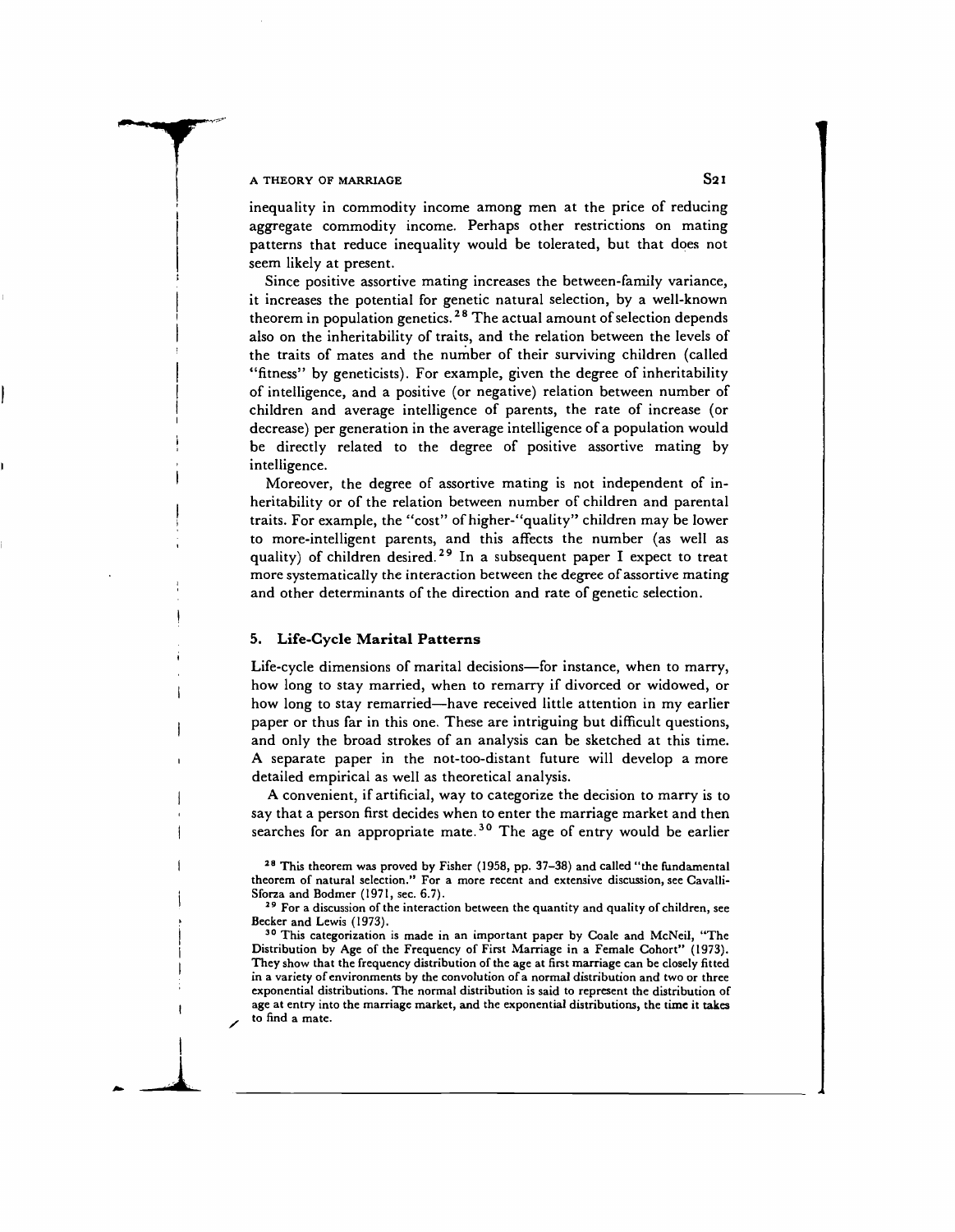inequality in commodity income among men at the price of reducing aggregate commodity income. Perhaps other restrictions on mating patterns that reduce inequality would be tolerated, but that does not seem likely at present.

Since positive assortive mating increases the between-family variance, it increases the potential for genetic natural selection, by a well-known theorem in population genetics.[28] The actual amount of selection depends also on the inheritability of traits, and the relation between the levels of the traits of mates and the number of their surviving children (called "fitness" by geneticists). For example, given the degree of inheritability of intelligence, and a positive (or negative) relation between number of children and average intelligence of parents, the rate of increase (or decrease) per generation in the average intelligence of a population would be directly related to the degree of positive assortive mating by intelligence.

Moreover, the degree of assortive mating is not independent of inheritability or of the relation between number of children and parental traits. For example, the "cost" of higher-"quality" children may be lower to more-intelligent parents, and this affects the number (as well as quality) of children desired.[29] In a subsequent paper I expect to treat more systematically the interaction between the degree of assortive mating and other determinants of the direction and rate of genetic selection.

## 5. Life-Cycle Marital Patterns

Life-cycle dimensions of marital decisions—for instance, when to marry, how long to stay married, when to remarry if divorced or widowed, or how long to stay remarried—have received little attention in my earlier paper or thus far in this one. These are intriguing but difficult questions, and only the broad strokes of an analysis can be sketched at this time. A separate paper in the not-too-distant future will develop a more detailed empirical as well as theoretical analysis.

A convenient, if artificial, way to categorize the decision to marry is to say that a person first decides when to enter the marriage market and then searches for an appropriate mate.[30] The age of entry would be earlier

[28] This theorem was proved by Fisher (1958, pp. 37–38) and called "the fundamental theorem of natural selection." For a more recent and extensive discussion, see Cavalli-Sforza and Bodmer (1971, sec. 6.7).

[29] For a discussion of the interaction between the quantity and quality of children, see Becker and Lewis (1973).

[30] This categorization is made in an important paper by Coale and McNeil, "The Distribution by Age of the Frequency of First Marriage in a Female Cohort" (1973). They show that the frequency distribution of the age at first marriage can be closely fitted in a variety of environments by the convolution of a normal distribution and two or three exponential distributions. The normal distribution is said to represent the distribution of age at entry into the marriage market, and the exponential distributions, the time it takes to find a mate.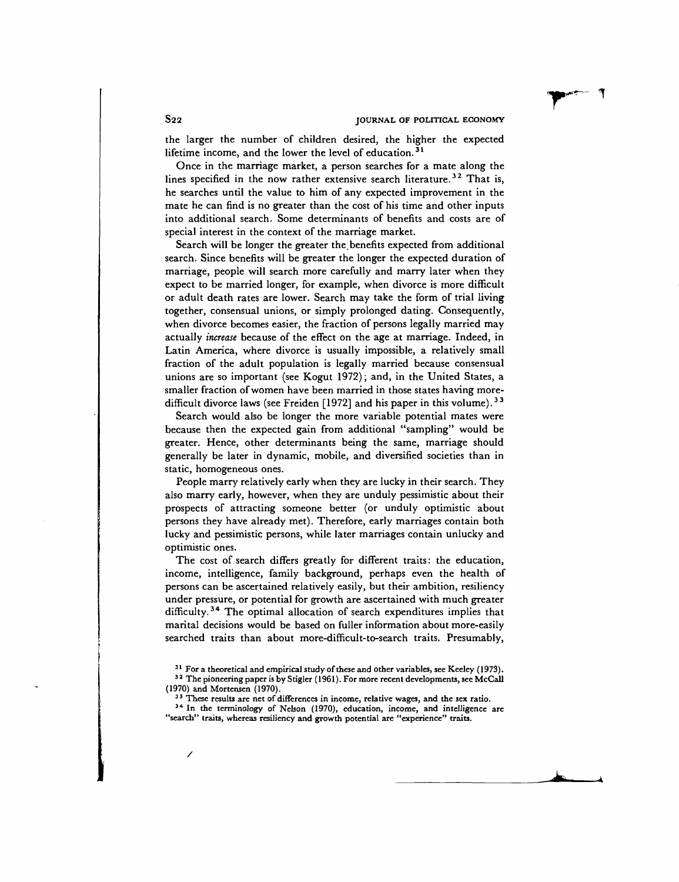the larger the number of children desired, the higher the expected lifetime income, and the lower the level of education.[31]

Once in the marriage market, a person searches for a mate along the lines specified in the now rather extensive search literature.[32] That is, he searches until the value to him of any expected improvement in the mate he can find is no greater than the cost of his time and other inputs into additional search. Some determinants of benefits and costs are of special interest in the context of the marriage market.

Search will be longer the greater the benefits expected from additional search. Since benefits will be greater the longer the expected duration of marriage, people will search more carefully and marry later when they expect to be married longer, for example, when divorce is more difficult or adult death rates are lower. Search may take the form of trial living together, consensual unions, or simply prolonged dating. Consequently, when divorce becomes easier, the fraction of persons legally married may actually *increase* because of the effect on the age at marriage. Indeed, in Latin America, where divorce is usually impossible, a relatively small fraction of the adult population is legally married because consensual unions are so important (see Kogut 1972); and, in the United States, a smaller fraction of women have been married in those states having more-difficult divorce laws (see Freiden [1972] and his paper in this volume).[33]

Search would also be longer the more variable potential mates were because then the expected gain from additional "sampling" would be greater. Hence, other determinants being the same, marriage should generally be later in dynamic, mobile, and diversified societies than in static, homogeneous ones.

People marry relatively early when they are lucky in their search. They also marry early, however, when they are unduly pessimistic about their prospects of attracting someone better (or unduly optimistic about persons they have already met). Therefore, early marriages contain both lucky and pessimistic persons, while later marriages contain unlucky and optimistic ones.

The cost of search differs greatly for different traits: the education, income, intelligence, family background, perhaps even the health of persons can be ascertained relatively easily, but their ambition, resiliency under pressure, or potential for growth are ascertained with much greater difficulty.[34] The optimal allocation of search expenditures implies that marital decisions would be based on fuller information about more-easily searched traits than about more-difficult-to-search traits. Presumably,

[31] For a theoretical and empirical study of these and other variables, see Keeley (1973).

[32] The pioneering paper is by Stigler (1961). For more recent developments, see McCall (1970) and Mortensen (1970).

[33] These results are net of differences in income, relative wages, and the sex ratio.

[34] In the terminology of Nelson (1970), education, income, and intelligence are "search" traits, whereas resiliency and growth potential are "experience" traits.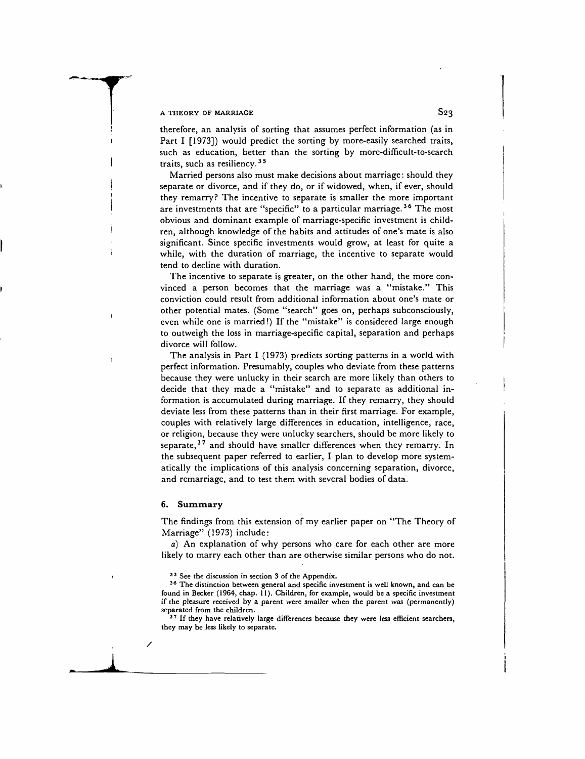therefore, an analysis of sorting that assumes perfect information (as in Part I [1973]) would predict the sorting by more-easily searched traits, such as education, better than the sorting by more-difficult-to-search traits, such as resiliency.[35]

Married persons also must make decisions about marriage: should they separate or divorce, and if they do, or if widowed, when, if ever, should they remarry? The incentive to separate is smaller the more important are investments that are "specific" to a particular marriage.[36] The most obvious and dominant example of marriage-specific investment is children, although knowledge of the habits and attitudes of one's mate is also significant. Since specific investments would grow, at least for quite a while, with the duration of marriage, the incentive to separate would tend to decline with duration.

The incentive to separate is greater, on the other hand, the more convinced a person becomes that the marriage was a "mistake." This conviction could result from additional information about one's mate or other potential mates. (Some "search" goes on, perhaps subconsciously, even while one is married!) If the "mistake" is considered large enough to outweigh the loss in marriage-specific capital, separation and perhaps divorce will follow.

The analysis in Part I (1973) predicts sorting patterns in a world with perfect information. Presumably, couples who deviate from these patterns because they were unlucky in their search are more likely than others to decide that they made a "mistake" and to separate as additional information is accumulated during marriage. If they remarry, they should deviate less from these patterns than in their first marriage. For example, couples with relatively large differences in education, intelligence, race, or religion, because they were unlucky searchers, should be more likely to separate,[37] and should have smaller differences when they remarry. In the subsequent paper referred to earlier, I plan to develop more systematically the implications of this analysis concerning separation, divorce, and remarriage, and to test them with several bodies of data.

## 6. Summary

The findings from this extension of my earlier paper on "The Theory of Marriage" (1973) include:

*a*) An explanation of why persons who care for each other are more likely to marry each other than are otherwise similar persons who do not.

---

[35] See the discussion in section 3 of the Appendix.

[36] The distinction between general and specific investment is well known, and can be found in Becker (1964, chap. 11). Children, for example, would be a specific investment if the pleasure received by a parent were smaller when the parent was (permanently) separated from the children.

[37] If they have relatively large differences because they were less efficient searchers, they may be less likely to separate.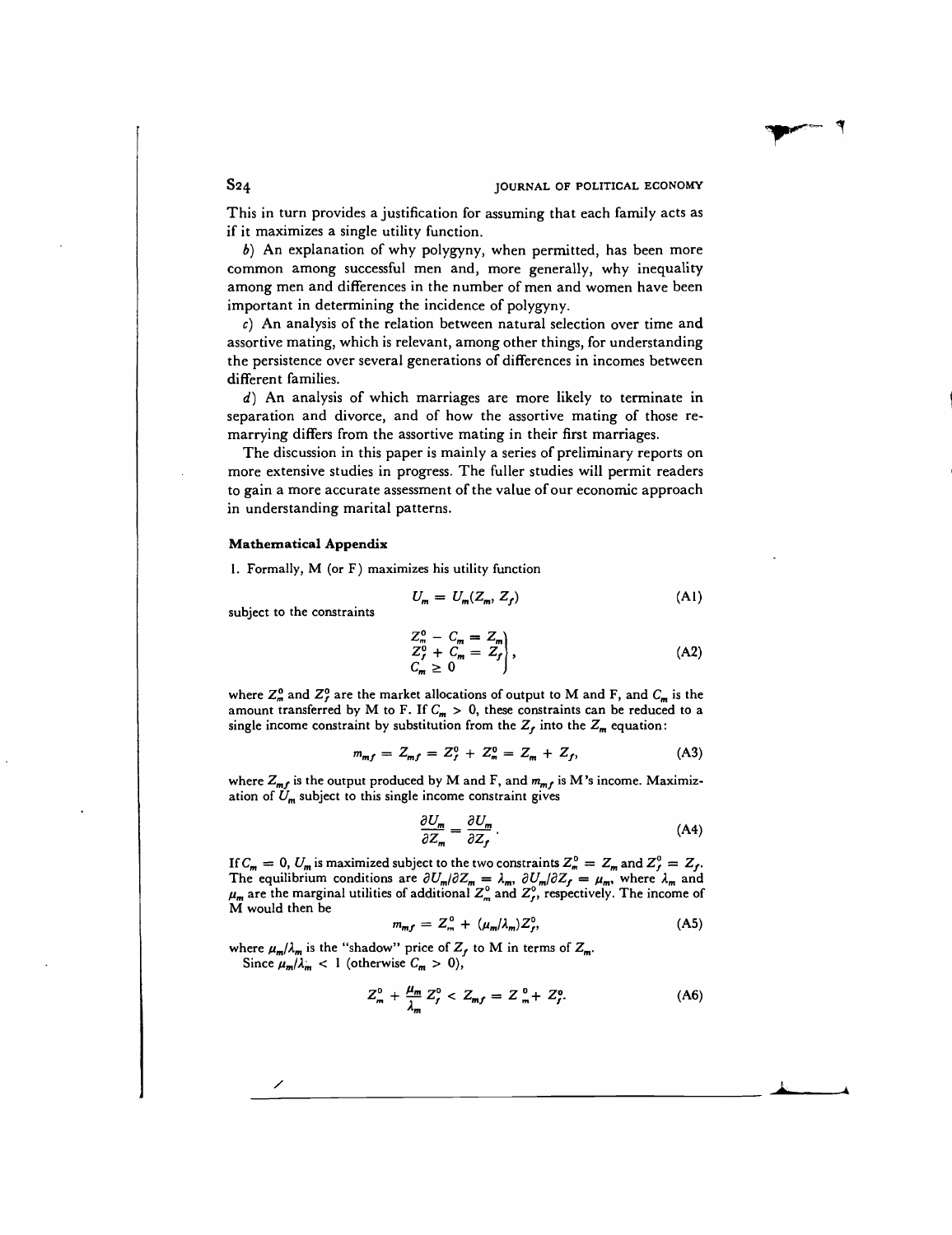This in turn provides a justification for assuming that each family acts as if it maximizes a single utility function.

*b*) An explanation of why polygyny, when permitted, has been more common among successful men and, more generally, why inequality among men and differences in the number of men and women have been important in determining the incidence of polygyny.

*c*) An analysis of the relation between natural selection over time and assortive mating, which is relevant, among other things, for understanding the persistence over several generations of differences in incomes between different families.

*d*) An analysis of which marriages are more likely to terminate in separation and divorce, and of how the assortive mating of those remarrying differs from the assortive mating in their first marriages.

The discussion in this paper is mainly a series of preliminary reports on more extensive studies in progress. The fuller studies will permit readers to gain a more accurate assessment of the value of our economic approach in understanding marital patterns.

### Mathematical Appendix

1. Formally, M (or F) maximizes his utility function

$$U_m = U_m(Z_m, Z_f) \tag{A1}$$

subject to the constraints

$$\left.\begin{aligned} Z_m^0 - C_m &= Z_m \\ Z_f^0 + C_m &= Z_f \\ C_m &\geq 0 \end{aligned}\right\}, \tag{A2}$$

where $Z_m^0$ and $Z_f^0$ are the market allocations of output to M and F, and $C_m$ is the amount transferred by M to F. If $C_m > 0$, these constraints can be reduced to a single income constraint by substitution from the $Z_f$ into the $Z_m$ equation:

$$m_{mf} = Z_{mf} = Z_f^0 + Z_m^0 = Z_m + Z_f, \tag{A3}$$

where $Z_{mf}$ is the output produced by M and F, and $m_{mf}$ is M's income. Maximization of $U_m$ subject to this single income constraint gives

$$\frac{\partial U_m}{\partial Z_m} = \frac{\partial U_m}{\partial Z_f}. \tag{A4}$$

If $C_m = 0$, $U_m$ is maximized subject to the two constraints $Z_m^0 = Z_m$ and $Z_f^0 = Z_f$. The equilibrium conditions are $\partial U_m/\partial Z_m = \lambda_m$, $\partial U_m/\partial Z_f = \mu_m$, where $\lambda_m$ and $\mu_m$ are the marginal utilities of additional $Z_m^0$ and $Z_f^0$, respectively. The income of M would then be

$$m_{mf} = Z_m^0 + (\mu_m/\lambda_m)Z_f^0, \tag{A5}$$

where $\mu_m/\lambda_m$ is the "shadow" price of $Z_f$ to M in terms of $Z_m$.

Since $\mu_m/\lambda_m < 1$ (otherwise $C_m > 0$),

$$Z_m^0 + \frac{\mu_m}{\lambda_m} Z_f^0 < Z_{mf} = Z_m^0 + Z_f^0. \tag{A6}$$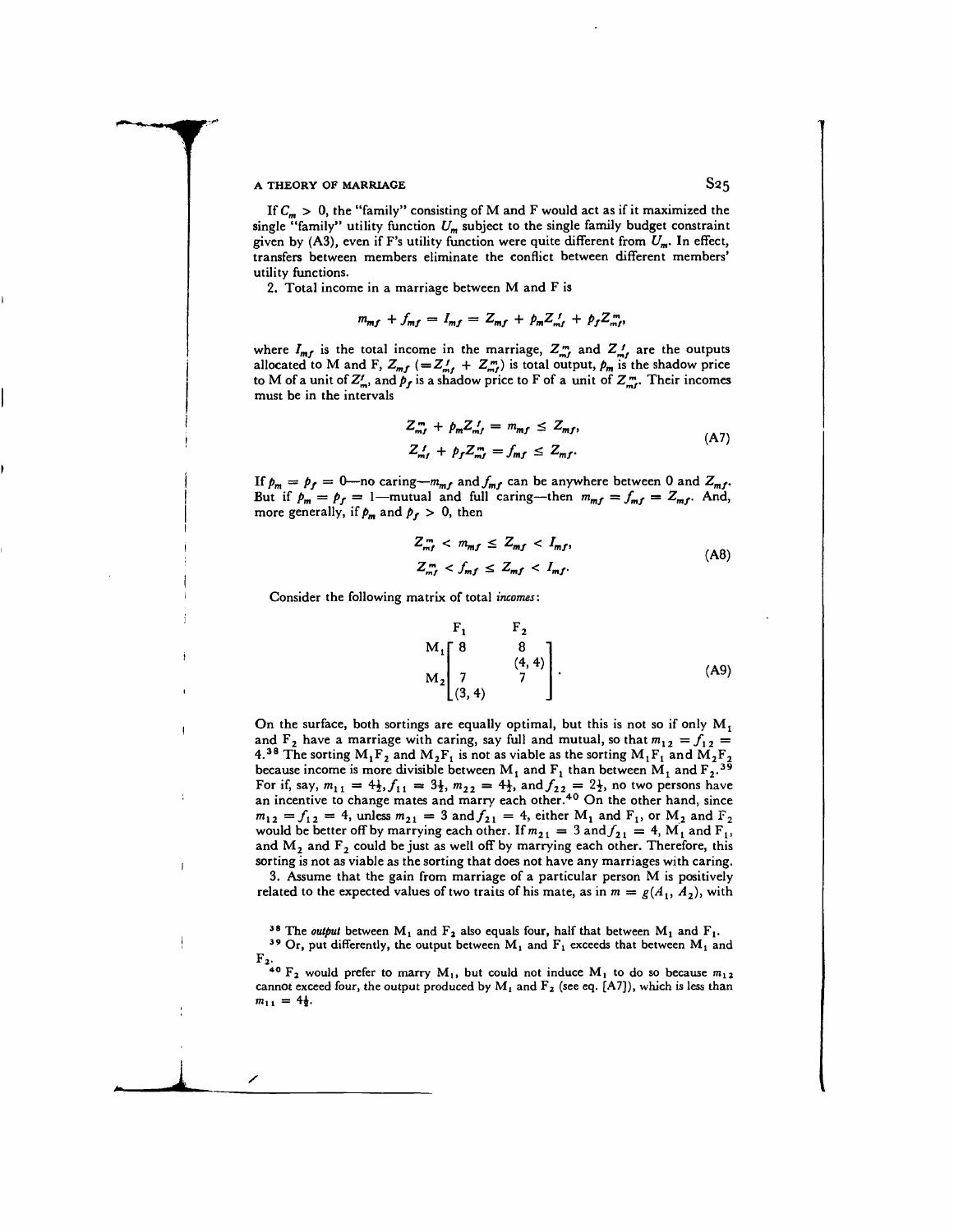If $C_m > 0$, the "family" consisting of M and F would act as if it maximized the single "family" utility function $U_m$ subject to the single family budget constraint given by (A3), even if F's utility function were quite different from $U_m$. In effect, transfers between members eliminate the conflict between different members' utility functions.

2. Total income in a marriage between M and F is

$$m_{mf} + f_{mf} = I_{mf} = Z_{mf} + p_m Z_{mf}^f + p_f Z_{mf}^m,$$

where $I_{mf}$ is the total income in the marriage, $Z_{mf}^m$ and $Z_{mf}^f$ are the outputs allocated to M and F, $Z_{mf}$ $(= Z_{mf}^f + Z_{mf}^m)$ is total output, $p_m$ is the shadow price to M of a unit of $Z_m^f$, and $p_f$ is a shadow price to F of a unit of $Z_{mf}^m$. Their incomes must be in the intervals

$$\begin{aligned} Z_{mf}^m + p_m Z_{mf}^f &= m_{mf} \leq Z_{mf}, \\ Z_{mf}^f + p_f Z_{mf}^m &= f_{mf} \leq Z_{mf}. \end{aligned} \tag{A7}$$

If $p_m = p_f = 0$—no caring—$m_{mf}$ and $f_{mf}$ can be anywhere between 0 and $Z_{mf}$. But if $p_m = p_f = 1$—mutual and full caring—then $m_{mf} = f_{mf} = Z_{mf}$. And, more generally, if $p_m$ and $p_f > 0$, then

$$\begin{aligned} Z_{mf}^m &< m_{mf} \leq Z_{mf} < I_{mf}, \\ Z_{mf}^m &< f_{mf} \leq Z_{mf} < I_{mf}. \end{aligned} \tag{A8}$$

Consider the following matrix of total *incomes*:

$$\begin{array}{c c} & \begin{array}{cc} F_1 & F_2 \end{array} \\ \begin{array}{c} M_1 \\ \\ M_2 \\ \\ \end{array} & \left[\begin{array}{cc} 8 & 8 \\ & (4, 4) \\ 7 & 7 \\ (3, 4) & \end{array}\right] \end{array}. \tag{A9}$$

On the surface, both sortings are equally optimal, but this is not so if only $M_1$ and $F_2$ have a marriage with caring, say full and mutual, so that $m_{12} = f_{12} = 4$.[38] The sorting $M_1F_2$ and $M_2F_1$ is not as viable as the sorting $M_1F_1$ and $M_2F_2$ because income is more divisible between $M_1$ and $F_1$ than between $M_1$ and $F_2$.[39] For if, say, $m_{11} = 4\frac{1}{2}, f_{11} = 3\frac{1}{2}, m_{22} = 4\frac{1}{2}$, and $f_{22} = 2\frac{1}{2}$, no two persons have an incentive to change mates and marry each other.[40] On the other hand, since $m_{12} = f_{12} = 4$, unless $m_{21} = 3$ and $f_{21} = 4$, either $M_1$ and $F_1$, or $M_2$ and $F_2$ would be better off by marrying each other. If $m_{21} = 3$ and $f_{21} = 4$, $M_1$ and $F_1$, and $M_2$ and $F_2$ could be just as well off by marrying each other. Therefore, this sorting is not as viable as the sorting that does not have any marriages with caring.

3. Assume that the gain from marriage of a particular person M is positively related to the expected values of two traits of his mate, as in $m = g(A_1, A_2)$, with

[38] The *output* between $M_1$ and $F_2$ also equals four, half that between $M_1$ and $F_1$.

[39] Or, put differently, the output between $M_1$ and $F_1$ exceeds that between $M_1$ and $F_2$.

[40] $F_2$ would prefer to marry $M_1$, but could not induce $M_1$ to do so because $m_{12}$ cannot exceed four, the output produced by $M_1$ and $F_2$ (see eq. [A7]), which is less than $m_{11} = 4\frac{1}{2}$.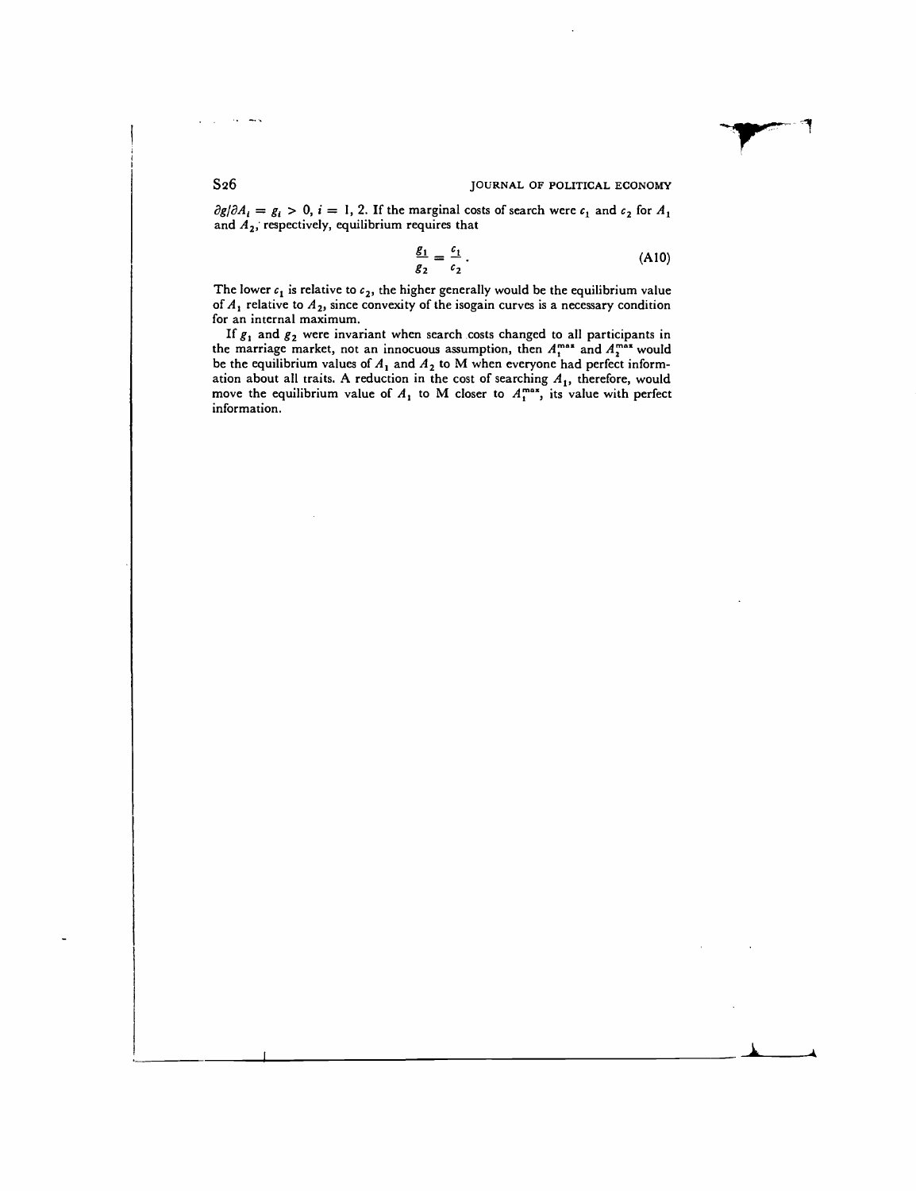$\partial g/\partial A_i = g_i > 0$, $i = 1, 2$. If the marginal costs of search were $c_1$ and $c_2$ for $A_1$ and $A_2$, respectively, equilibrium requires that

$$\frac{g_1}{g_2} = \frac{c_1}{c_2}. \tag{A10}$$

The lower $c_1$ is relative to $c_2$, the higher generally would be the equilibrium value of $A_1$ relative to $A_2$, since convexity of the isogain curves is a necessary condition for an internal maximum.

If $g_1$ and $g_2$ were invariant when search costs changed to all participants in the marriage market, not an innocuous assumption, then $A_1^{max}$ and $A_2^{max}$ would be the equilibrium values of $A_1$ and $A_2$ to M when everyone had perfect information about all traits. A reduction in the cost of searching $A_1$, therefore, would move the equilibrium value of $A_1$ to M closer to $A_1^{max}$, its value with perfect information.